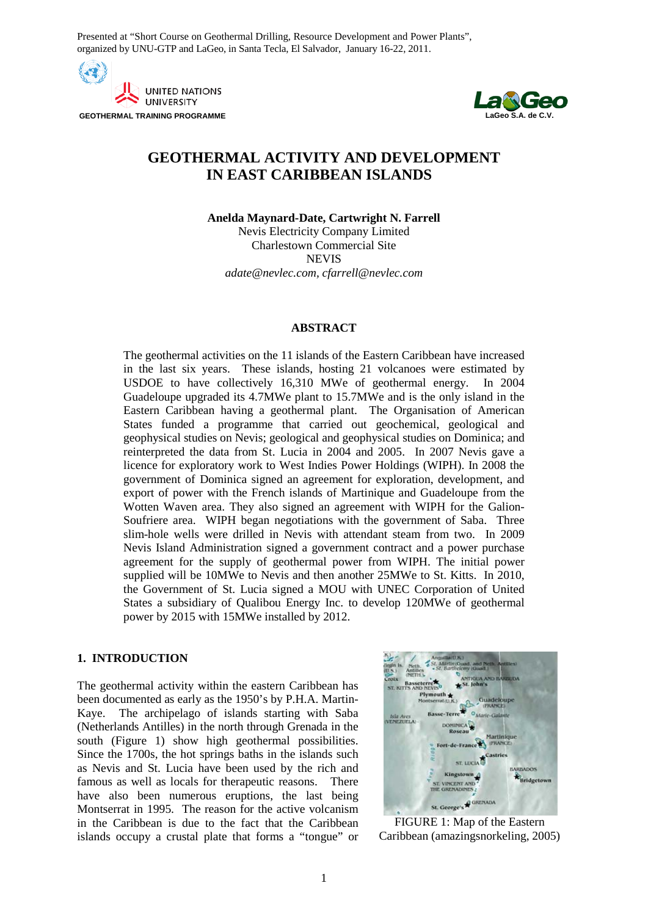Presented at "Short Course on Geothermal Drilling, Resource Development and Power Plants", organized by UNU-GTP and LaGeo, in Santa Tecla, El Salvador, January 16-22, 2011.

UNITED NATIONS UNIVERSITY
GEOTHERMAL TRAINING PROGRAMME

LaGeo S.A. de C.V.

# GEOTHERMAL ACTIVITY AND DEVELOPMENT IN EAST CARIBBEAN ISLANDS

**Anelda Maynard-Date, Cartwright N. Farrell**
Nevis Electricity Company Limited
Charlestown Commercial Site
NEVIS
*adate@nevlec.com, cfarrell@nevlec.com*

## ABSTRACT

The geothermal activities on the 11 islands of the Eastern Caribbean have increased in the last six years. These islands, hosting 21 volcanoes were estimated by USDOE to have collectively 16,310 MWe of geothermal energy. In 2004 Guadeloupe upgraded its 4.7MWe plant to 15.7MWe and is the only island in the Eastern Caribbean having a geothermal plant. The Organisation of American States funded a programme that carried out geochemical, geological and geophysical studies on Nevis; geological and geophysical studies on Dominica; and reinterpreted the data from St. Lucia in 2004 and 2005. In 2007 Nevis gave a licence for exploratory work to West Indies Power Holdings (WIPH). In 2008 the government of Dominica signed an agreement for exploration, development, and export of power with the French islands of Martinique and Guadeloupe from the Wotten Waven area. They also signed an agreement with WIPH for the Galion-Soufriere area. WIPH began negotiations with the government of Saba. Three slim-hole wells were drilled in Nevis with attendant steam from two. In 2009 Nevis Island Administration signed a government contract and a power purchase agreement for the supply of geothermal power from WIPH. The initial power supplied will be 10MWe to Nevis and then another 25MWe to St. Kitts. In 2010, the Government of St. Lucia signed a MOU with UNEC Corporation of United States a subsidiary of Qualibou Energy Inc. to develop 120MWe of geothermal power by 2015 with 15MWe installed by 2012.

## 1. INTRODUCTION

The geothermal activity within the eastern Caribbean has been documented as early as the 1950's by P.H.A. Martin-Kaye. The archipelago of islands starting with Saba (Netherlands Antilles) in the north through Grenada in the south (Figure 1) show high geothermal possibilities. Since the 1700s, the hot springs baths in the islands such as Nevis and St. Lucia have been used by the rich and famous as well as locals for therapeutic reasons. There have also been numerous eruptions, the last being Montserrat in 1995. The reason for the active volcanism in the Caribbean is due to the fact that the Caribbean islands occupy a crustal plate that forms a "tongue" or

FIGURE 1: Map of the Eastern Caribbean (amazingsnorkeling, 2005)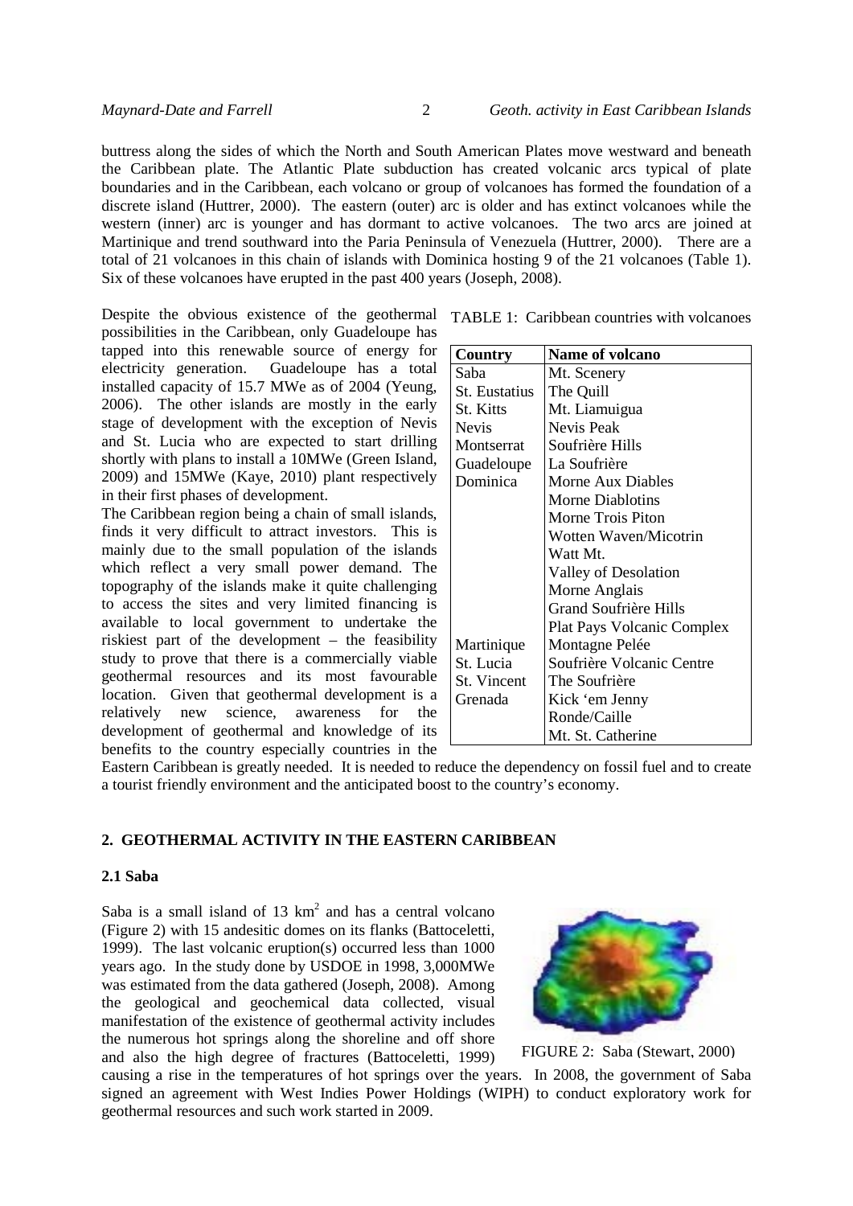buttress along the sides of which the North and South American Plates move westward and beneath the Caribbean plate. The Atlantic Plate subduction has created volcanic arcs typical of plate boundaries and in the Caribbean, each volcano or group of volcanoes has formed the foundation of a discrete island (Huttrer, 2000). The eastern (outer) arc is older and has extinct volcanoes while the western (inner) arc is younger and has dormant to active volcanoes. The two arcs are joined at Martinique and trend southward into the Paria Peninsula of Venezuela (Huttrer, 2000). There are a total of 21 volcanoes in this chain of islands with Dominica hosting 9 of the 21 volcanoes (Table 1). Six of these volcanoes have erupted in the past 400 years (Joseph, 2008).

Despite the obvious existence of the geothermal possibilities in the Caribbean, only Guadeloupe has tapped into this renewable source of energy for electricity generation. Guadeloupe has a total installed capacity of 15.7 MWe as of 2004 (Yeung, 2006). The other islands are mostly in the early stage of development with the exception of Nevis and St. Lucia who are expected to start drilling shortly with plans to install a 10MWe (Green Island, 2009) and 15MWe (Kaye, 2010) plant respectively in their first phases of development.

The Caribbean region being a chain of small islands, finds it very difficult to attract investors. This is mainly due to the small population of the islands which reflect a very small power demand. The topography of the islands make it quite challenging to access the sites and very limited financing is available to local government to undertake the riskiest part of the development – the feasibility study to prove that there is a commercially viable geothermal resources and its most favourable location. Given that geothermal development is a relatively new science, awareness for the development of geothermal and knowledge of its benefits to the country especially countries in the Eastern Caribbean is greatly needed. It is needed to reduce the dependency on fossil fuel and to create a tourist friendly environment and the anticipated boost to the country's economy.

TABLE 1: Caribbean countries with volcanoes

| Country | Name of volcano |
|---|---|
| Saba | Mt. Scenery |
| St. Eustatius | The Quill |
| St. Kitts | Mt. Liamuigua |
| Nevis | Nevis Peak |
| Montserrat | Soufrière Hills |
| Guadeloupe | La Soufrière |
| Dominica | Morne Aux Diables |
| | Morne Diablotins |
| | Morne Trois Piton |
| | Wotten Waven/Micotrin |
| | Watt Mt. |
| | Valley of Desolation |
| | Morne Anglais |
| | Grand Soufrière Hills |
| | Plat Pays Volcanic Complex |
| Martinique | Montagne Pelée |
| St. Lucia | Soufrière Volcanic Centre |
| St. Vincent | The Soufrière |
| Grenada | Kick 'em Jenny |
| | Ronde/Caille |
| | Mt. St. Catherine |

## 2. GEOTHERMAL ACTIVITY IN THE EASTERN CARIBBEAN

### 2.1 Saba

Saba is a small island of 13 km$^2$ and has a central volcano (Figure 2) with 15 andesitic domes on its flanks (Battoceletti, 1999). The last volcanic eruption(s) occurred less than 1000 years ago. In the study done by USDOE in 1998, 3,000MWe was estimated from the data gathered (Joseph, 2008). Among the geological and geochemical data collected, visual manifestation of the existence of geothermal activity includes the numerous hot springs along the shoreline and off shore and also the high degree of fractures (Battoceletti, 1999) causing a rise in the temperatures of hot springs over the years. In 2008, the government of Saba signed an agreement with West Indies Power Holdings (WIPH) to conduct exploratory work for geothermal resources and such work started in 2009.

FIGURE 2: Saba (Stewart, 2000)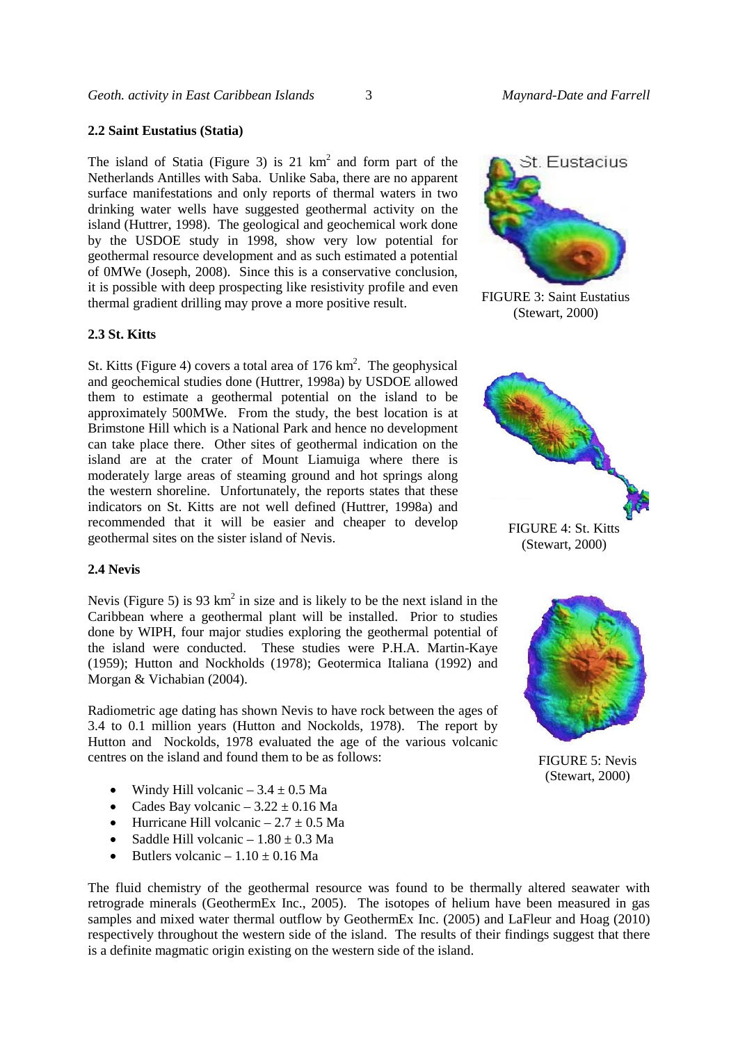### 2.2 Saint Eustatius (Statia)

The island of Statia (Figure 3) is 21 km$^2$ and form part of the Netherlands Antilles with Saba. Unlike Saba, there are no apparent surface manifestations and only reports of thermal waters in two drinking water wells have suggested geothermal activity on the island (Huttrer, 1998). The geological and geochemical work done by the USDOE study in 1998, show very low potential for geothermal resource development and as such estimated a potential of 0MWe (Joseph, 2008). Since this is a conservative conclusion, it is possible with deep prospecting like resistivity profile and even thermal gradient drilling may prove a more positive result.

FIGURE 3: Saint Eustatius (Stewart, 2000)

### 2.3 St. Kitts

St. Kitts (Figure 4) covers a total area of 176 km$^2$. The geophysical and geochemical studies done (Huttrer, 1998a) by USDOE allowed them to estimate a geothermal potential on the island to be approximately 500MWe. From the study, the best location is at Brimstone Hill which is a National Park and hence no development can take place there. Other sites of geothermal indication on the island are at the crater of Mount Liamuiga where there is moderately large areas of steaming ground and hot springs along the western shoreline. Unfortunately, the reports states that these indicators on St. Kitts are not well defined (Huttrer, 1998a) and recommended that it will be easier and cheaper to develop geothermal sites on the sister island of Nevis.

FIGURE 4: St. Kitts (Stewart, 2000)

### 2.4 Nevis

Nevis (Figure 5) is 93 km$^2$ in size and is likely to be the next island in the Caribbean where a geothermal plant will be installed. Prior to studies done by WIPH, four major studies exploring the geothermal potential of the island were conducted. These studies were P.H.A. Martin-Kaye (1959); Hutton and Nockholds (1978); Geotermica Italiana (1992) and Morgan & Vichabian (2004).

Radiometric age dating has shown Nevis to have rock between the ages of 3.4 to 0.1 million years (Hutton and Nockolds, 1978). The report by Hutton and Nockolds, 1978 evaluated the age of the various volcanic centres on the island and found them to be as follows:

- Windy Hill volcanic – $3.4 \pm 0.5$ Ma
- Cades Bay volcanic – $3.22 \pm 0.16$ Ma
- Hurricane Hill volcanic – $2.7 \pm 0.5$ Ma
- Saddle Hill volcanic – $1.80 \pm 0.3$ Ma
- Butlers volcanic – $1.10 \pm 0.16$ Ma

FIGURE 5: Nevis (Stewart, 2000)

The fluid chemistry of the geothermal resource was found to be thermally altered seawater with retrograde minerals (GeothermEx Inc., 2005). The isotopes of helium have been measured in gas samples and mixed water thermal outflow by GeothermEx Inc. (2005) and LaFleur and Hoag (2010) respectively throughout the western side of the island. The results of their findings suggest that there is a definite magmatic origin existing on the western side of the island.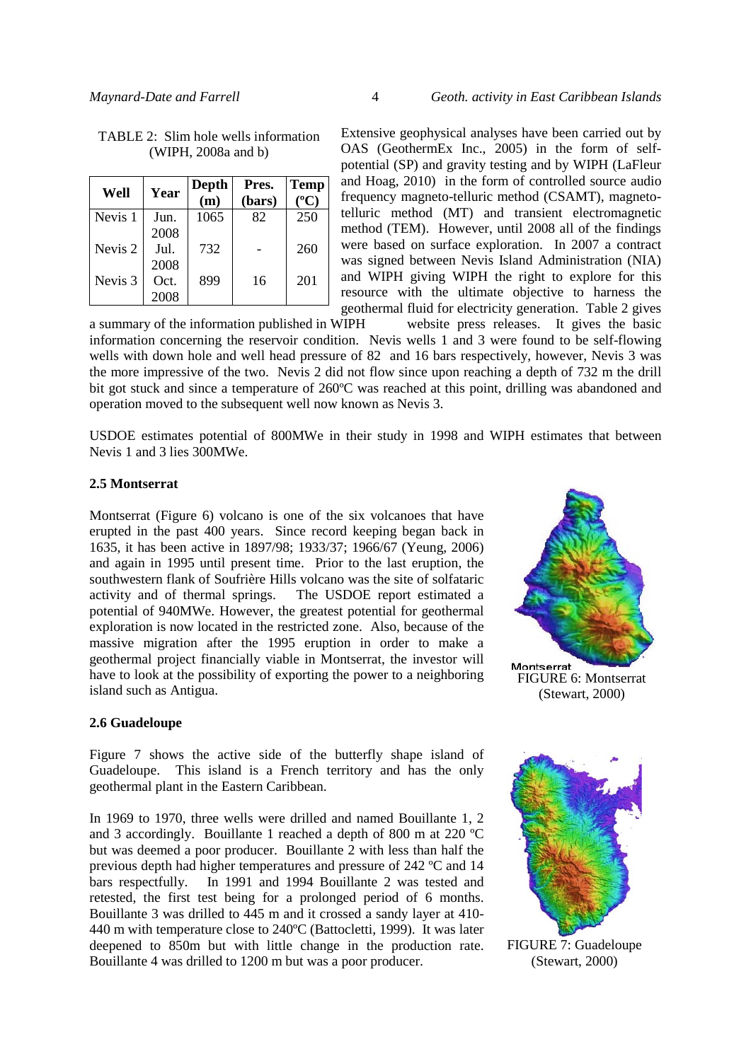TABLE 2: Slim hole wells information (WIPH, 2008a and b)

| Well | Year | Depth (m) | Pres. (bars) | Temp (ºC) |
|---|---|---|---|---|
| Nevis 1 | Jun. 2008 | 1065 | 82 | 250 |
| Nevis 2 | Jul. 2008 | 732 | - | 260 |
| Nevis 3 | Oct. 2008 | 899 | 16 | 201 |

Extensive geophysical analyses have been carried out by OAS (GeothermEx Inc., 2005) in the form of self-potential (SP) and gravity testing and by WIPH (LaFleur and Hoag, 2010) in the form of controlled source audio frequency magneto-telluric method (CSAMT), magneto-telluric method (MT) and transient electromagnetic method (TEM). However, until 2008 all of the findings were based on surface exploration. In 2007 a contract was signed between Nevis Island Administration (NIA) and WIPH giving WIPH the right to explore for this resource with the ultimate objective to harness the geothermal fluid for electricity generation. Table 2 gives a summary of the information published in WIPH website press releases. It gives the basic information concerning the reservoir condition. Nevis wells 1 and 3 were found to be self-flowing wells with down hole and well head pressure of 82 and 16 bars respectively, however, Nevis 3 was the more impressive of the two. Nevis 2 did not flow since upon reaching a depth of 732 m the drill bit got stuck and since a temperature of 260ºC was reached at this point, drilling was abandoned and operation moved to the subsequent well now known as Nevis 3.

USDOE estimates potential of 800MWe in their study in 1998 and WIPH estimates that between Nevis 1 and 3 lies 300MWe.

### 2.5 Montserrat

Montserrat (Figure 6) volcano is one of the six volcanoes that have erupted in the past 400 years. Since record keeping began back in 1635, it has been active in 1897/98; 1933/37; 1966/67 (Yeung, 2006) and again in 1995 until present time. Prior to the last eruption, the southwestern flank of Soufrière Hills volcano was the site of solfataric activity and of thermal springs. The USDOE report estimated a potential of 940MWe. However, the greatest potential for geothermal exploration is now located in the restricted zone. Also, because of the massive migration after the 1995 eruption in order to make a geothermal project financially viable in Montserrat, the investor will have to look at the possibility of exporting the power to a neighboring island such as Antigua.

Montserrat

FIGURE 6: Montserrat (Stewart, 2000)

### 2.6 Guadeloupe

Figure 7 shows the active side of the butterfly shape island of Guadeloupe. This island is a French territory and has the only geothermal plant in the Eastern Caribbean.

In 1969 to 1970, three wells were drilled and named Bouillante 1, 2 and 3 accordingly. Bouillante 1 reached a depth of 800 m at 220 ºC but was deemed a poor producer. Bouillante 2 with less than half the previous depth had higher temperatures and pressure of 242 ºC and 14 bars respectfully. In 1991 and 1994 Bouillante 2 was tested and retested, the first test being for a prolonged period of 6 months. Bouillante 3 was drilled to 445 m and it crossed a sandy layer at 410-440 m with temperature close to 240ºC (Battocletti, 1999). It was later deepened to 850m but with little change in the production rate. Bouillante 4 was drilled to 1200 m but was a poor producer.

FIGURE 7: Guadeloupe (Stewart, 2000)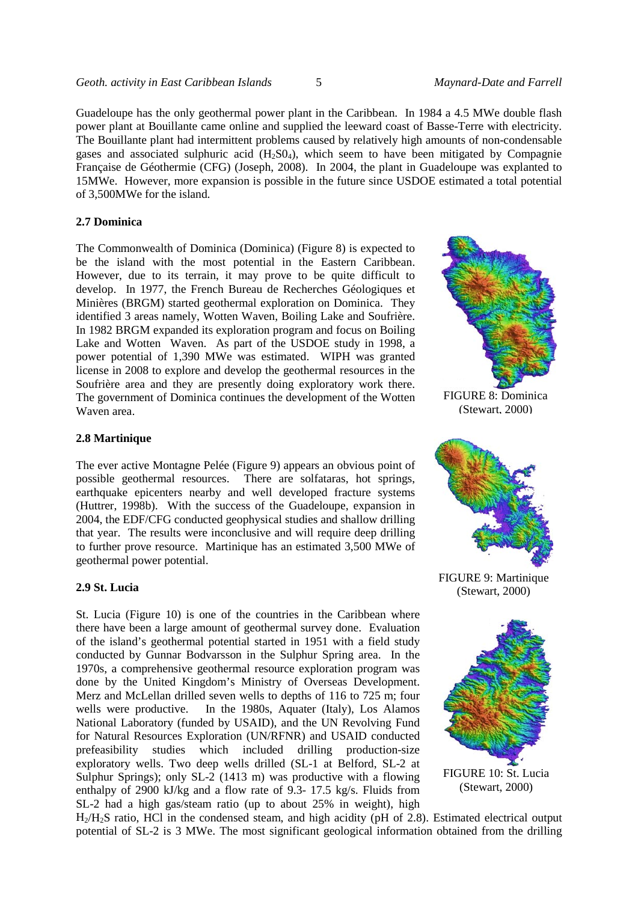Guadeloupe has the only geothermal power plant in the Caribbean. In 1984 a 4.5 MWe double flash power plant at Bouillante came online and supplied the leeward coast of Basse-Terre with electricity. The Bouillante plant had intermittent problems caused by relatively high amounts of non-condensable gases and associated sulphuric acid ($H_2S0_4$), which seem to have been mitigated by Compagnie Française de Géothermie (CFG) (Joseph, 2008). In 2004, the plant in Guadeloupe was explanted to 15MWe. However, more expansion is possible in the future since USDOE estimated a total potential of 3,500MWe for the island.

### 2.7 Dominica

The Commonwealth of Dominica (Dominica) (Figure 8) is expected to be the island with the most potential in the Eastern Caribbean. However, due to its terrain, it may prove to be quite difficult to develop. In 1977, the French Bureau de Recherches Géologiques et Minières (BRGM) started geothermal exploration on Dominica. They identified 3 areas namely, Wotten Waven, Boiling Lake and Soufrière. In 1982 BRGM expanded its exploration program and focus on Boiling Lake and Wotten Waven. As part of the USDOE study in 1998, a power potential of 1,390 MWe was estimated. WIPH was granted license in 2008 to explore and develop the geothermal resources in the Soufrière area and they are presently doing exploratory work there. The government of Dominica continues the development of the Wotten Waven area.

FIGURE 8: Dominica (Stewart, 2000)

### 2.8 Martinique

The ever active Montagne Pelée (Figure 9) appears an obvious point of possible geothermal resources. There are solfataras, hot springs, earthquake epicenters nearby and well developed fracture systems (Huttrer, 1998b). With the success of the Guadeloupe, expansion in 2004, the EDF/CFG conducted geophysical studies and shallow drilling that year. The results were inconclusive and will require deep drilling to further prove resource. Martinique has an estimated 3,500 MWe of geothermal power potential.

FIGURE 9: Martinique (Stewart, 2000)

### 2.9 St. Lucia

St. Lucia (Figure 10) is one of the countries in the Caribbean where there have been a large amount of geothermal survey done. Evaluation of the island's geothermal potential started in 1951 with a field study conducted by Gunnar Bodvarsson in the Sulphur Spring area. In the 1970s, a comprehensive geothermal resource exploration program was done by the United Kingdom's Ministry of Overseas Development. Merz and McLellan drilled seven wells to depths of 116 to 725 m; four wells were productive. In the 1980s, Aquater (Italy), Los Alamos National Laboratory (funded by USAID), and the UN Revolving Fund for Natural Resources Exploration (UN/RFNR) and USAID conducted prefeasibility studies which included drilling production-size exploratory wells. Two deep wells drilled (SL-1 at Belford, SL-2 at Sulphur Springs); only SL-2 (1413 m) was productive with a flowing enthalpy of 2900 kJ/kg and a flow rate of 9.3- 17.5 kg/s. Fluids from SL-2 had a high gas/steam ratio (up to about 25% in weight), high $H_2/H_2S$ ratio, HCl in the condensed steam, and high acidity (pH of 2.8). Estimated electrical output potential of SL-2 is 3 MWe. The most significant geological information obtained from the drilling

FIGURE 10: St. Lucia (Stewart, 2000)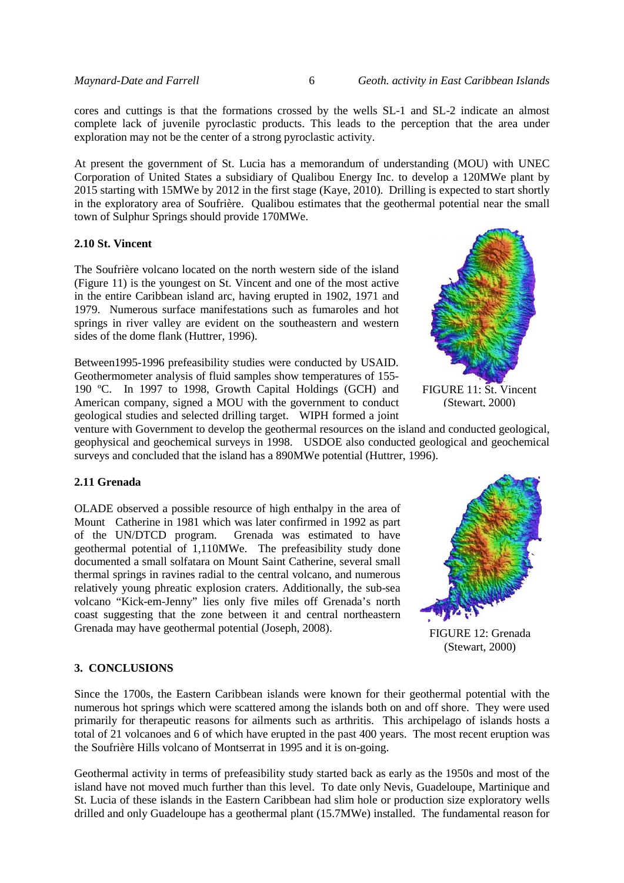cores and cuttings is that the formations crossed by the wells SL-1 and SL-2 indicate an almost complete lack of juvenile pyroclastic products. This leads to the perception that the area under exploration may not be the center of a strong pyroclastic activity.

At present the government of St. Lucia has a memorandum of understanding (MOU) with UNEC Corporation of United States a subsidiary of Qualibou Energy Inc. to develop a 120MWe plant by 2015 starting with 15MWe by 2012 in the first stage (Kaye, 2010). Drilling is expected to start shortly in the exploratory area of Soufrière. Qualibou estimates that the geothermal potential near the small town of Sulphur Springs should provide 170MWe.

### 2.10 St. Vincent

The Soufrière volcano located on the north western side of the island (Figure 11) is the youngest on St. Vincent and one of the most active in the entire Caribbean island arc, having erupted in 1902, 1971 and 1979. Numerous surface manifestations such as fumaroles and hot springs in river valley are evident on the southeastern and western sides of the dome flank (Huttrer, 1996).

Between1995-1996 prefeasibility studies were conducted by USAID. Geothermometer analysis of fluid samples show temperatures of 155-190 ºC. In 1997 to 1998, Growth Capital Holdings (GCH) and American company, signed a MOU with the government to conduct geological studies and selected drilling target. WIPH formed a joint venture with Government to develop the geothermal resources on the island and conducted geological, geophysical and geochemical surveys in 1998. USDOE also conducted geological and geochemical surveys and concluded that the island has a 890MWe potential (Huttrer, 1996).

FIGURE 11: St. Vincent (Stewart, 2000)

### 2.11 Grenada

OLADE observed a possible resource of high enthalpy in the area of Mount Catherine in 1981 which was later confirmed in 1992 as part of the UN/DTCD program. Grenada was estimated to have geothermal potential of 1,110MWe. The prefeasibility study done documented a small solfatara on Mount Saint Catherine, several small thermal springs in ravines radial to the central volcano, and numerous relatively young phreatic explosion craters. Additionally, the sub-sea volcano "Kick-em-Jenny" lies only five miles off Grenada's north coast suggesting that the zone between it and central northeastern Grenada may have geothermal potential (Joseph, 2008).

FIGURE 12: Grenada (Stewart, 2000)

## 3. CONCLUSIONS

Since the 1700s, the Eastern Caribbean islands were known for their geothermal potential with the numerous hot springs which were scattered among the islands both on and off shore. They were used primarily for therapeutic reasons for ailments such as arthritis. This archipelago of islands hosts a total of 21 volcanoes and 6 of which have erupted in the past 400 years. The most recent eruption was the Soufrière Hills volcano of Montserrat in 1995 and it is on-going.

Geothermal activity in terms of prefeasibility study started back as early as the 1950s and most of the island have not moved much further than this level. To date only Nevis, Guadeloupe, Martinique and St. Lucia of these islands in the Eastern Caribbean had slim hole or production size exploratory wells drilled and only Guadeloupe has a geothermal plant (15.7MWe) installed. The fundamental reason for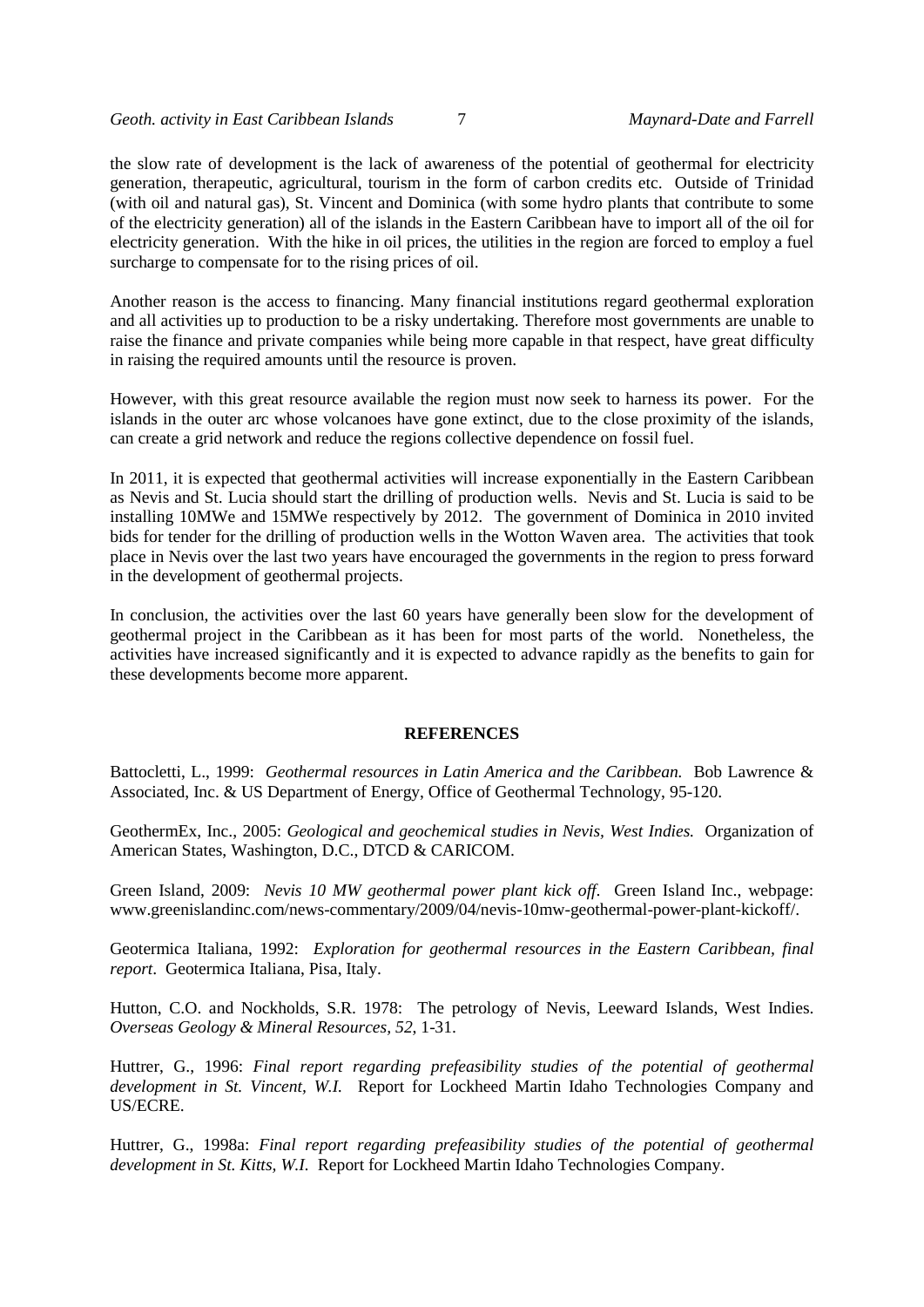the slow rate of development is the lack of awareness of the potential of geothermal for electricity generation, therapeutic, agricultural, tourism in the form of carbon credits etc. Outside of Trinidad (with oil and natural gas), St. Vincent and Dominica (with some hydro plants that contribute to some of the electricity generation) all of the islands in the Eastern Caribbean have to import all of the oil for electricity generation. With the hike in oil prices, the utilities in the region are forced to employ a fuel surcharge to compensate for to the rising prices of oil.

Another reason is the access to financing. Many financial institutions regard geothermal exploration and all activities up to production to be a risky undertaking. Therefore most governments are unable to raise the finance and private companies while being more capable in that respect, have great difficulty in raising the required amounts until the resource is proven.

However, with this great resource available the region must now seek to harness its power. For the islands in the outer arc whose volcanoes have gone extinct, due to the close proximity of the islands, can create a grid network and reduce the regions collective dependence on fossil fuel.

In 2011, it is expected that geothermal activities will increase exponentially in the Eastern Caribbean as Nevis and St. Lucia should start the drilling of production wells. Nevis and St. Lucia is said to be installing 10MWe and 15MWe respectively by 2012. The government of Dominica in 2010 invited bids for tender for the drilling of production wells in the Wotton Waven area. The activities that took place in Nevis over the last two years have encouraged the governments in the region to press forward in the development of geothermal projects.

In conclusion, the activities over the last 60 years have generally been slow for the development of geothermal project in the Caribbean as it has been for most parts of the world. Nonetheless, the activities have increased significantly and it is expected to advance rapidly as the benefits to gain for these developments become more apparent.

## REFERENCES

Battocletti, L., 1999: *Geothermal resources in Latin America and the Caribbean.* Bob Lawrence & Associated, Inc. & US Department of Energy, Office of Geothermal Technology, 95-120.

GeothermEx, Inc., 2005: *Geological and geochemical studies in Nevis, West Indies.* Organization of American States, Washington, D.C., DTCD & CARICOM.

Green Island, 2009: *Nevis 10 MW geothermal power plant kick off.* Green Island Inc., webpage: www.greenislandinc.com/news-commentary/2009/04/nevis-10mw-geothermal-power-plant-kickoff/.

Geotermica Italiana, 1992: *Exploration for geothermal resources in the Eastern Caribbean, final report*. Geotermica Italiana, Pisa, Italy.

Hutton, C.O. and Nockholds, S.R. 1978: The petrology of Nevis, Leeward Islands, West Indies. *Overseas Geology & Mineral Resources, 52*, 1-31.

Huttrer, G., 1996: *Final report regarding prefeasibility studies of the potential of geothermal development in St. Vincent, W.I.* Report for Lockheed Martin Idaho Technologies Company and US/ECRE.

Huttrer, G., 1998a: *Final report regarding prefeasibility studies of the potential of geothermal development in St. Kitts, W.I.* Report for Lockheed Martin Idaho Technologies Company.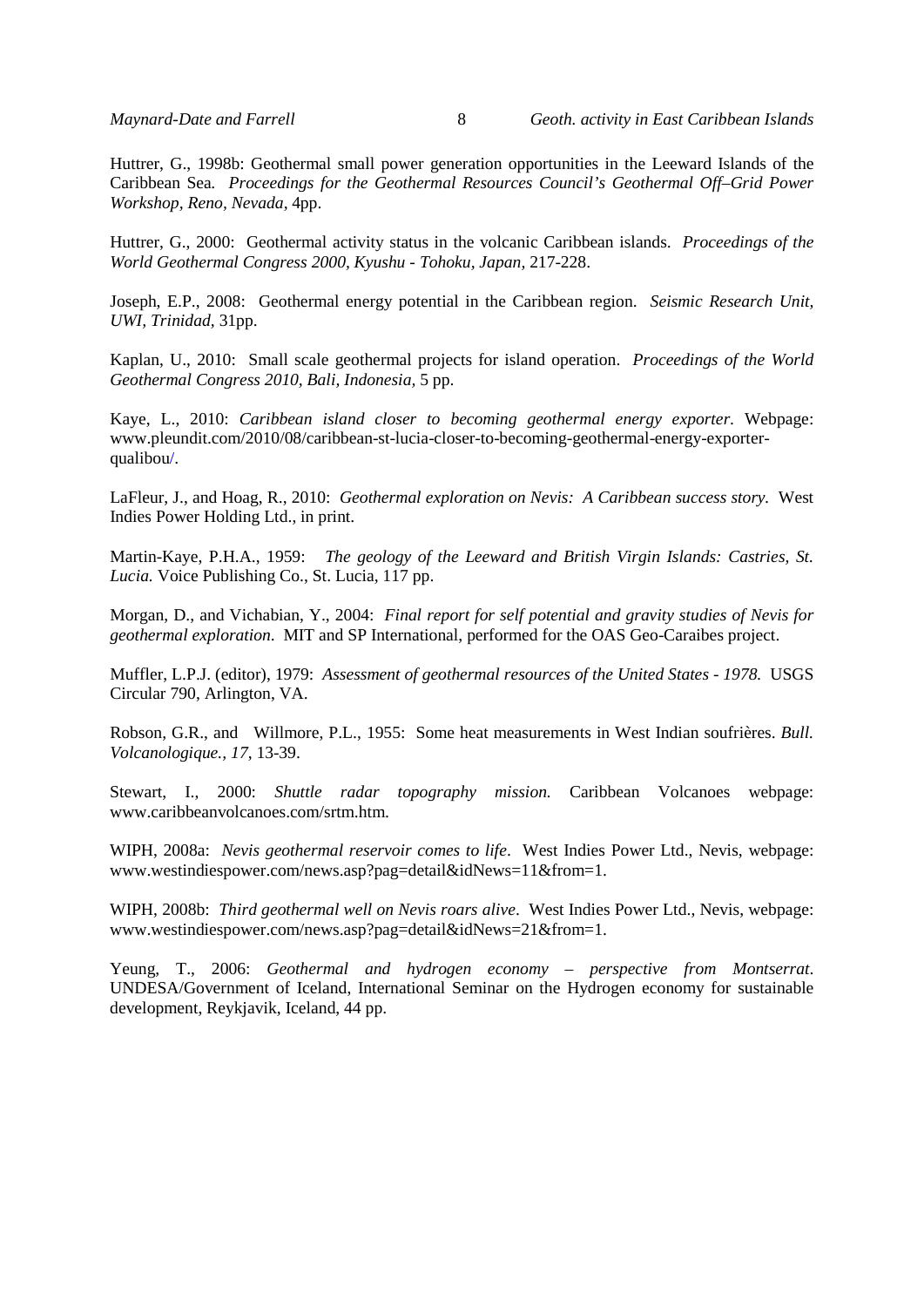Huttrer, G., 1998b: Geothermal small power generation opportunities in the Leeward Islands of the Caribbean Sea. *Proceedings for the Geothermal Resources Council's Geothermal Off–Grid Power Workshop, Reno, Nevada*, 4pp.

Huttrer, G., 2000: Geothermal activity status in the volcanic Caribbean islands. *Proceedings of the World Geothermal Congress 2000, Kyushu - Tohoku, Japan*, 217-228.

Joseph, E.P., 2008: Geothermal energy potential in the Caribbean region. *Seismic Research Unit, UWI, Trinidad*, 31pp.

Kaplan, U., 2010: Small scale geothermal projects for island operation. *Proceedings of the World Geothermal Congress 2010, Bali, Indonesia*, 5 pp.

Kaye, L., 2010: *Caribbean island closer to becoming geothermal energy exporter*. Webpage: www.pleundit.com/2010/08/caribbean-st-lucia-closer-to-becoming-geothermal-energy-exporter-qualibou/.

LaFleur, J., and Hoag, R., 2010: *Geothermal exploration on Nevis: A Caribbean success story.* West Indies Power Holding Ltd., in print.

Martin-Kaye, P.H.A., 1959: *The geology of the Leeward and British Virgin Islands: Castries, St. Lucia.* Voice Publishing Co., St. Lucia, 117 pp.

Morgan, D., and Vichabian, Y., 2004: *Final report for self potential and gravity studies of Nevis for geothermal exploration.* MIT and SP International, performed for the OAS Geo-Caraibes project.

Muffler, L.P.J. (editor), 1979: *Assessment of geothermal resources of the United States - 1978.* USGS Circular 790, Arlington, VA.

Robson, G.R., and Willmore, P.L., 1955: Some heat measurements in West Indian soufrières. *Bull. Volcanologique., 17*, 13-39.

Stewart, I., 2000: *Shuttle radar topography mission.* Caribbean Volcanoes webpage: www.caribbeanvolcanoes.com/srtm.htm.

WIPH, 2008a: *Nevis geothermal reservoir comes to life*. West Indies Power Ltd., Nevis, webpage: www.westindiespower.com/news.asp?pag=detail&idNews=11&from=1.

WIPH, 2008b: *Third geothermal well on Nevis roars alive*. West Indies Power Ltd., Nevis, webpage: www.westindiespower.com/news.asp?pag=detail&idNews=21&from=1.

Yeung, T., 2006: *Geothermal and hydrogen economy – perspective from Montserrat*. UNDESA/Government of Iceland, International Seminar on the Hydrogen economy for sustainable development, Reykjavik, Iceland, 44 pp.